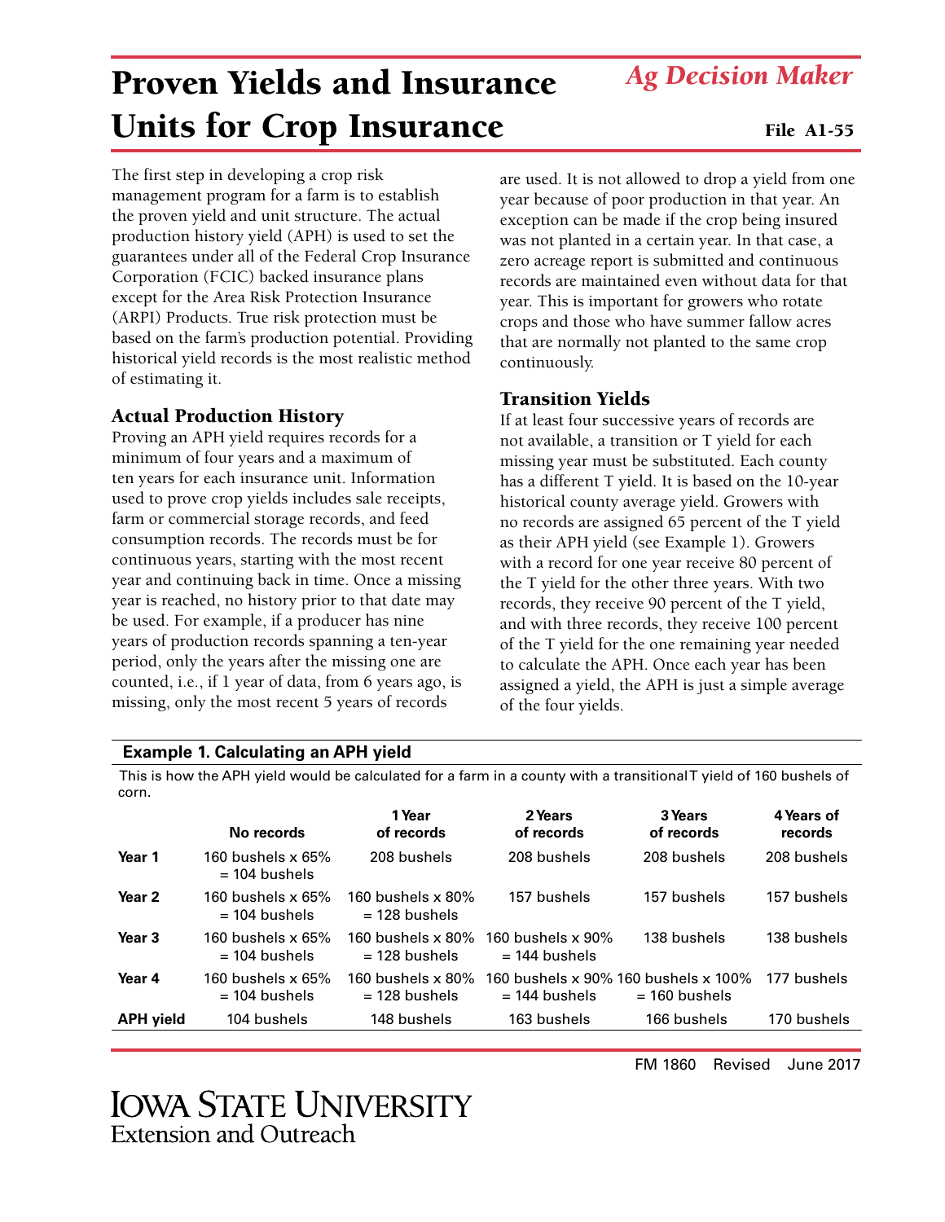# Proven Yields and Insurance Units for Crop Insurance

*Ag Decision Maker*

File A1-55

The first step in developing a crop risk management program for a farm is to establish the proven yield and unit structure. The actual production history yield (APH) is used to set the guarantees under all of the Federal Crop Insurance Corporation (FCIC) backed insurance plans except for the Area Risk Protection Insurance (ARPI) Products. True risk protection must be based on the farm's production potential. Providing historical yield records is the most realistic method of estimating it.

## Actual Production History

Proving an APH yield requires records for a minimum of four years and a maximum of ten years for each insurance unit. Information used to prove crop yields includes sale receipts, farm or commercial storage records, and feed consumption records. The records must be for continuous years, starting with the most recent year and continuing back in time. Once a missing year is reached, no history prior to that date may be used. For example, if a producer has nine years of production records spanning a ten-year period, only the years after the missing one are counted, i.e., if 1 year of data, from 6 years ago, is missing, only the most recent 5 years of records are used. It is not allowed to drop a yield from one year because of poor production in that year. An exception can be made if the crop being insured was not planted in a certain year. In that case, a zero acreage report is submitted and continuous records are maintained even without data for that year. This is important for growers who rotate crops and those who have summer fallow acres that are normally not planted to the same crop continuously.

## Transition Yields

If at least four successive years of records are not available, a transition or T yield for each missing year must be substituted. Each county has a different T yield. It is based on the 10-year historical county average yield. Growers with no records are assigned 65 percent of the T yield as their APH yield (see Example 1). Growers with a record for one year receive 80 percent of the T yield for the other three years. With two records, they receive 90 percent of the T yield, and with three records, they receive 100 percent of the T yield for the one remaining year needed to calculate the APH. Once each year has been assigned a yield, the APH is just a simple average of the four yields.

**Example 1. Calculating an APH yield**

This is how the APH yield would be calculated for a farm in a county with a transitional T yield of 160 bushels of corn.

| | No records | 1 Year of records | 2 Years of records | 3 Years of records | 4 Years of records |
|---|---|---|---|---|---|
| **Year 1** | 160 bushels x 65% = 104 bushels | 208 bushels | 208 bushels | 208 bushels | 208 bushels |
| **Year 2** | 160 bushels x 65% = 104 bushels | 160 bushels x 80% = 128 bushels | 157 bushels | 157 bushels | 157 bushels |
| **Year 3** | 160 bushels x 65% = 104 bushels | 160 bushels x 80% = 128 bushels | 160 bushels x 90% = 144 bushels | 138 bushels | 138 bushels |
| **Year 4** | 160 bushels x 65% = 104 bushels | 160 bushels x 80% = 128 bushels | 160 bushels x 90% = 144 bushels | 160 bushels x 100% = 160 bushels | 177 bushels |
| **APH yield** | 104 bushels | 148 bushels | 163 bushels | 166 bushels | 170 bushels |

FM 1860 Revised June 2017

Iowa State University Extension and Outreach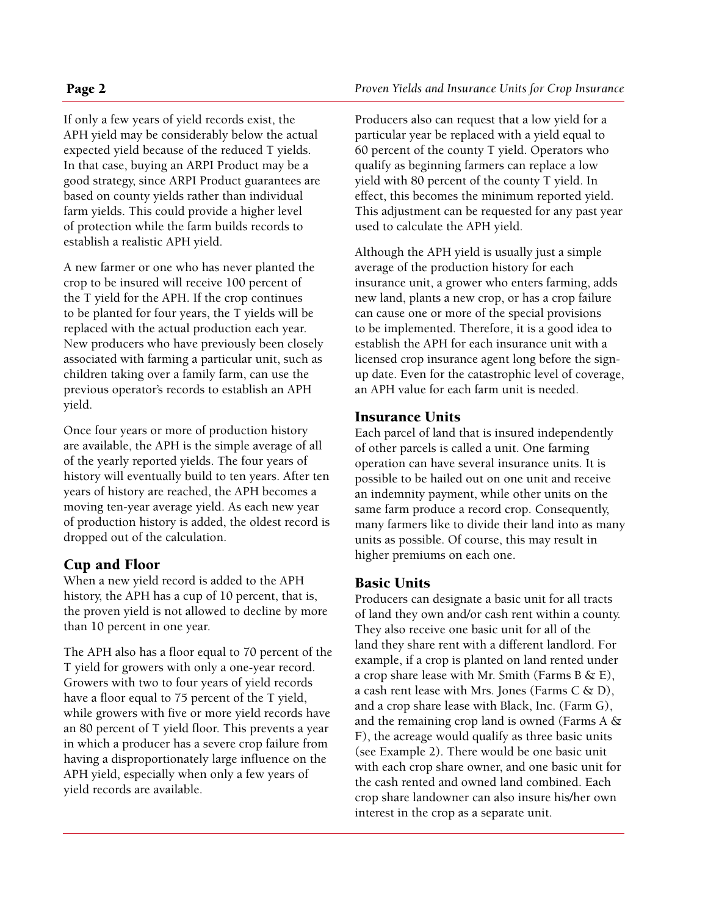If only a few years of yield records exist, the APH yield may be considerably below the actual expected yield because of the reduced T yields. In that case, buying an ARPI Product may be a good strategy, since ARPI Product guarantees are based on county yields rather than individual farm yields. This could provide a higher level of protection while the farm builds records to establish a realistic APH yield.

A new farmer or one who has never planted the crop to be insured will receive 100 percent of the T yield for the APH. If the crop continues to be planted for four years, the T yields will be replaced with the actual production each year. New producers who have previously been closely associated with farming a particular unit, such as children taking over a family farm, can use the previous operator's records to establish an APH yield.

Once four years or more of production history are available, the APH is the simple average of all of the yearly reported yields. The four years of history will eventually build to ten years. After ten years of history are reached, the APH becomes a moving ten-year average yield. As each new year of production history is added, the oldest record is dropped out of the calculation.

## Cup and Floor

When a new yield record is added to the APH history, the APH has a cup of 10 percent, that is, the proven yield is not allowed to decline by more than 10 percent in one year.

The APH also has a floor equal to 70 percent of the T yield for growers with only a one-year record. Growers with two to four years of yield records have a floor equal to 75 percent of the T yield, while growers with five or more yield records have an 80 percent of T yield floor. This prevents a year in which a producer has a severe crop failure from having a disproportionately large influence on the APH yield, especially when only a few years of yield records are available.

Producers also can request that a low yield for a particular year be replaced with a yield equal to 60 percent of the county T yield. Operators who qualify as beginning farmers can replace a low yield with 80 percent of the county T yield. In effect, this becomes the minimum reported yield. This adjustment can be requested for any past year used to calculate the APH yield.

Although the APH yield is usually just a simple average of the production history for each insurance unit, a grower who enters farming, adds new land, plants a new crop, or has a crop failure can cause one or more of the special provisions to be implemented. Therefore, it is a good idea to establish the APH for each insurance unit with a licensed crop insurance agent long before the sign-up date. Even for the catastrophic level of coverage, an APH value for each farm unit is needed.

## Insurance Units

Each parcel of land that is insured independently of other parcels is called a unit. One farming operation can have several insurance units. It is possible to be hailed out on one unit and receive an indemnity payment, while other units on the same farm produce a record crop. Consequently, many farmers like to divide their land into as many units as possible. Of course, this may result in higher premiums on each one.

## Basic Units

Producers can designate a basic unit for all tracts of land they own and/or cash rent within a county. They also receive one basic unit for all of the land they share rent with a different landlord. For example, if a crop is planted on land rented under a crop share lease with Mr. Smith (Farms B & E), a cash rent lease with Mrs. Jones (Farms C & D), and a crop share lease with Black, Inc. (Farm G), and the remaining crop land is owned (Farms A & F), the acreage would qualify as three basic units (see Example 2). There would be one basic unit with each crop share owner, and one basic unit for the cash rented and owned land combined. Each crop share landowner can also insure his/her own interest in the crop as a separate unit.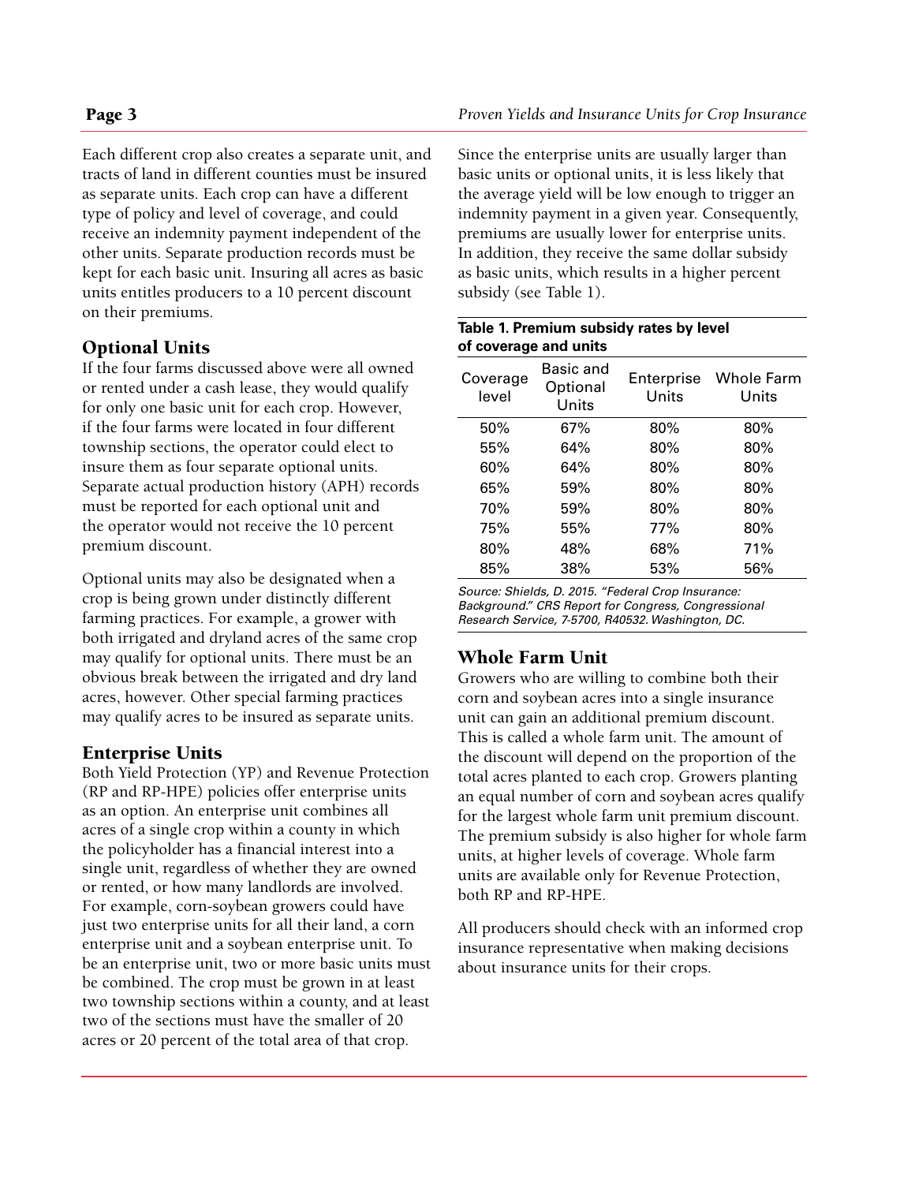Each different crop also creates a separate unit, and tracts of land in different counties must be insured as separate units. Each crop can have a different type of policy and level of coverage, and could receive an indemnity payment independent of the other units. Separate production records must be kept for each basic unit. Insuring all acres as basic units entitles producers to a 10 percent discount on their premiums.

## Optional Units

If the four farms discussed above were all owned or rented under a cash lease, they would qualify for only one basic unit for each crop. However, if the four farms were located in four different township sections, the operator could elect to insure them as four separate optional units. Separate actual production history (APH) records must be reported for each optional unit and the operator would not receive the 10 percent premium discount.

Optional units may also be designated when a crop is being grown under distinctly different farming practices. For example, a grower with both irrigated and dryland acres of the same crop may qualify for optional units. There must be an obvious break between the irrigated and dry land acres, however. Other special farming practices may qualify acres to be insured as separate units.

## Enterprise Units

Both Yield Protection (YP) and Revenue Protection (RP and RP-HPE) policies offer enterprise units as an option. An enterprise unit combines all acres of a single crop within a county in which the policyholder has a financial interest into a single unit, regardless of whether they are owned or rented, or how many landlords are involved. For example, corn-soybean growers could have just two enterprise units for all their land, a corn enterprise unit and a soybean enterprise unit. To be an enterprise unit, two or more basic units must be combined. The crop must be grown in at least two township sections within a county, and at least two of the sections must have the smaller of 20 acres or 20 percent of the total area of that crop.

Since the enterprise units are usually larger than basic units or optional units, it is less likely that the average yield will be low enough to trigger an indemnity payment in a given year. Consequently, premiums are usually lower for enterprise units. In addition, they receive the same dollar subsidy as basic units, which results in a higher percent subsidy (see Table 1).

**Table 1. Premium subsidy rates by level of coverage and units**

| Coverage level | Basic and Optional Units | Enterprise Units | Whole Farm Units |
|---|---|---|---|
| 50% | 67% | 80% | 80% |
| 55% | 64% | 80% | 80% |
| 60% | 64% | 80% | 80% |
| 65% | 59% | 80% | 80% |
| 70% | 59% | 80% | 80% |
| 75% | 55% | 77% | 80% |
| 80% | 48% | 68% | 71% |
| 85% | 38% | 53% | 56% |

*Source: Shields, D. 2015. "Federal Crop Insurance: Background." CRS Report for Congress, Congressional Research Service, 7-5700, R40532. Washington, DC.*

## Whole Farm Unit

Growers who are willing to combine both their corn and soybean acres into a single insurance unit can gain an additional premium discount. This is called a whole farm unit. The amount of the discount will depend on the proportion of the total acres planted to each crop. Growers planting an equal number of corn and soybean acres qualify for the largest whole farm unit premium discount. The premium subsidy is also higher for whole farm units, at higher levels of coverage. Whole farm units are available only for Revenue Protection, both RP and RP-HPE.

All producers should check with an informed crop insurance representative when making decisions about insurance units for their crops.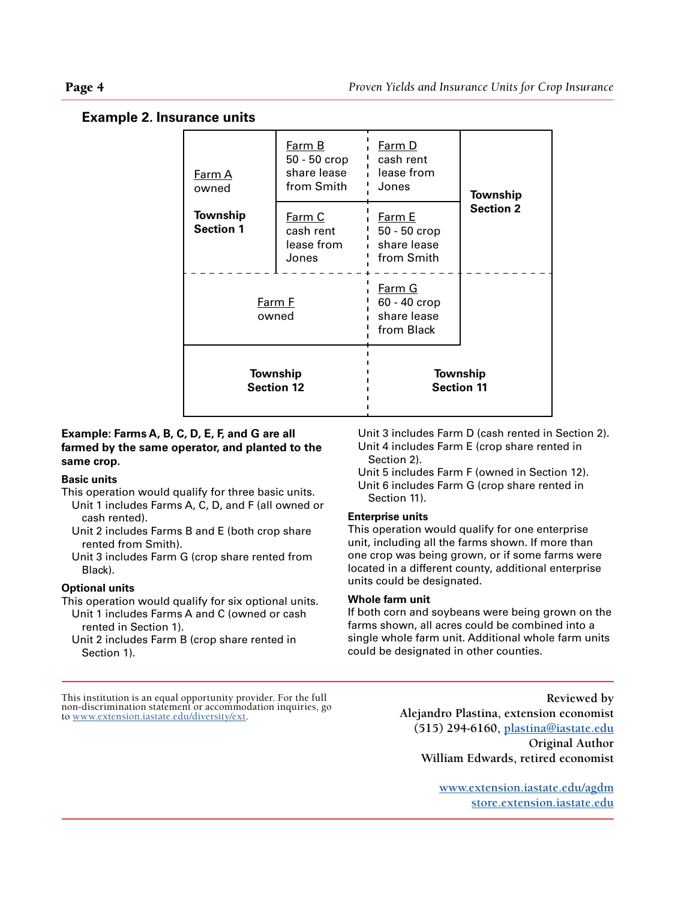## Example 2. Insurance units

Farm A
owned

Township
Section 1

Farm B
50 - 50 crop
share lease
from Smith

Farm C
cash rent
lease from
Jones

Farm D
cash rent
lease from
Jones

Farm E
50 - 50 crop
share lease
from Smith

Township
Section 2

Farm F
owned

Farm G
60 - 40 crop
share lease
from Black

Township
Section 12

Township
Section 11

**Example: Farms A, B, C, D, E, F, and G are all farmed by the same operator, and planted to the same crop.**

**Basic units**

This operation would qualify for three basic units.

- Unit 1 includes Farms A, C, D, and F (all owned or cash rented).
- Unit 2 includes Farms B and E (both crop share rented from Smith).
- Unit 3 includes Farm G (crop share rented from Black).

**Optional units**

This operation would qualify for six optional units.

- Unit 1 includes Farms A and C (owned or cash rented in Section 1).
- Unit 2 includes Farm B (crop share rented in Section 1).
- Unit 3 includes Farm D (cash rented in Section 2).
- Unit 4 includes Farm E (crop share rented in Section 2).
- Unit 5 includes Farm F (owned in Section 12).
- Unit 6 includes Farm G (crop share rented in Section 11).

**Enterprise units**

This operation would qualify for one enterprise unit, including all the farms shown. If more than one crop was being grown, or if some farms were located in a different county, additional enterprise units could be designated.

**Whole farm unit**

If both corn and soybeans were being grown on the farms shown, all acres could be combined into a single whole farm unit. Additional whole farm units could be designated in other counties.

This institution is an equal opportunity provider. For the full non-discrimination statement or accommodation inquiries, go to www.extension.iastate.edu/diversity/ext.

Reviewed by
Alejandro Plastina, extension economist
(515) 294-6160, plastina@iastate.edu
Original Author
William Edwards, retired economist

www.extension.iastate.edu/agdm
store.extension.iastate.edu